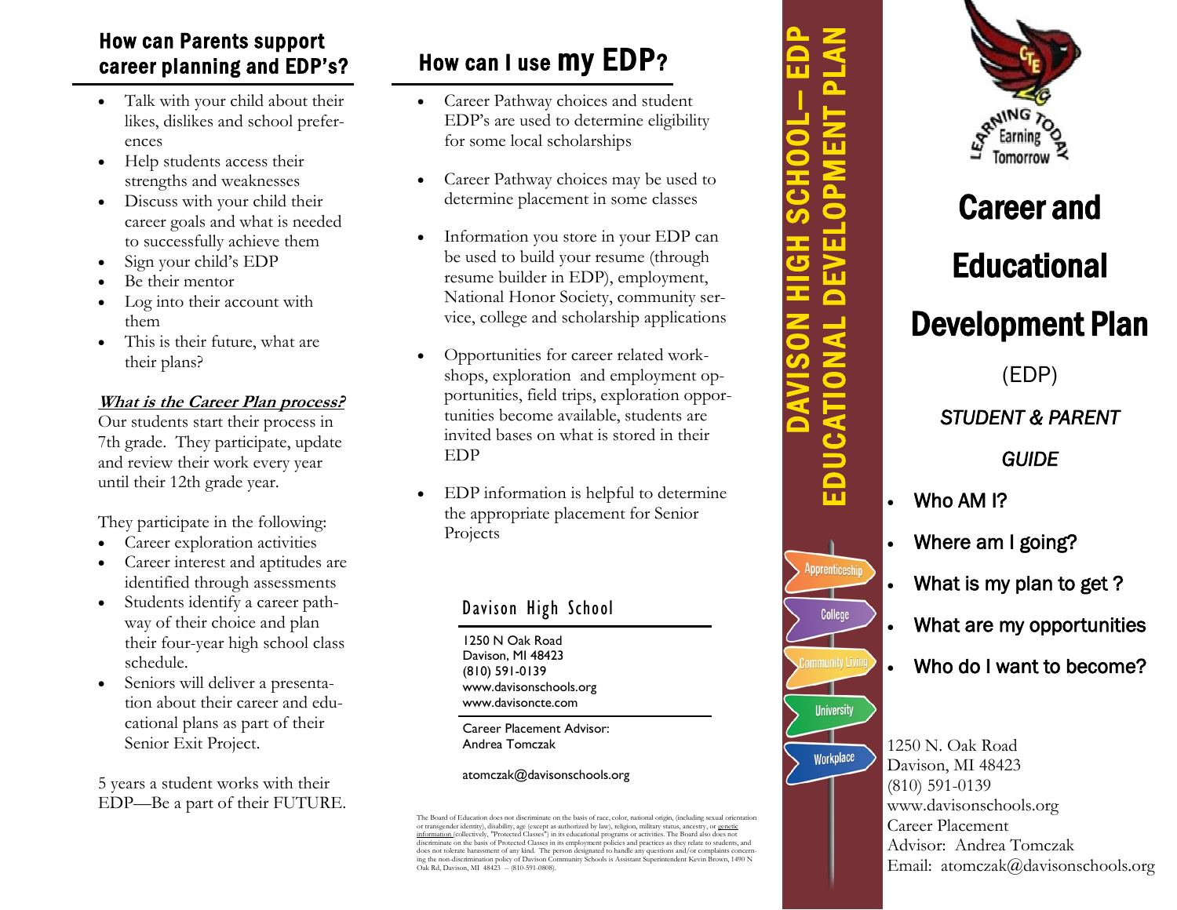## How can Parents support career planning and EDP's?

- Talk with your child about their likes, dislikes and school preferences
- Help students access their strengths and weaknesses
- Discuss with your child their career goals and what is needed to successfully achieve them
- Sign your child's EDP
- Be their mentor
- Log into their account with them
- This is their future, what are their plans?

***What is the Career Plan process?***

Our students start their process in 7th grade. They participate, update and review their work every year until their 12th grade year.

They participate in the following:

- Career exploration activities
- Career interest and aptitudes are identified through assessments
- Students identify a career pathway of their choice and plan their four-year high school class schedule.
- Seniors will deliver a presentation about their career and educational plans as part of their Senior Exit Project.

5 years a student works with their EDP—Be a part of their FUTURE.

## How can I use my EDP?

- Career Pathway choices and student EDP's are used to determine eligibility for some local scholarships
- Career Pathway choices may be used to determine placement in some classes
- Information you store in your EDP can be used to build your resume (through resume builder in EDP), employment, National Honor Society, community service, college and scholarship applications
- Opportunities for career related workshops, exploration and employment opportunities, field trips, exploration opportunities become available, students are invited bases on what is stored in their EDP
- EDP information is helpful to determine the appropriate placement for Senior Projects

### Davison High School

1250 N Oak Road
Davison, MI 48423
(810) 591-0139
www.davisonschools.org
www.davisoncte.com

Career Placement Advisor:
Andrea Tomczak

atomczak@davisonschools.org

The Board of Education does not discriminate on the basis of race, color, national origin, (including sexual orientation or transgender identity), disability, age (except as authorized by law), religion, military status, ancestry, or genetic information (collectively, "Protected Classes") in its educational programs or activities. The Board also does not discriminate on the basis of Protected Classes in its employment policies and practices as they relate to students, and does not tolerate harassment of any kind. The person designated to handle any questions and/or complaints concerning the non-discrimination policy of Davison Community Schools is Assistant Superintendent Kevin Brown, 1490 N Oak Rd, Davison, MI 48423 -- (810-591-0808).

DAVISON HIGH SCHOOL— EDP
EDUCATIONAL DEVELOPMENT PLAN

Apprenticeship
College
Community Living
University
Workplace

CTE
Learning Today Earning Tomorrow

# Career and Educational Development Plan

(EDP)

***STUDENT & PARENT GUIDE***

- Who AM I?
- Where am I going?
- What is my plan to get ?
- What are my opportunities
- Who do I want to become?

1250 N. Oak Road
Davison, MI 48423
(810) 591-0139
www.davisonschools.org
Career Placement Advisor: Andrea Tomczak
Email: atomczak@davisonschools.org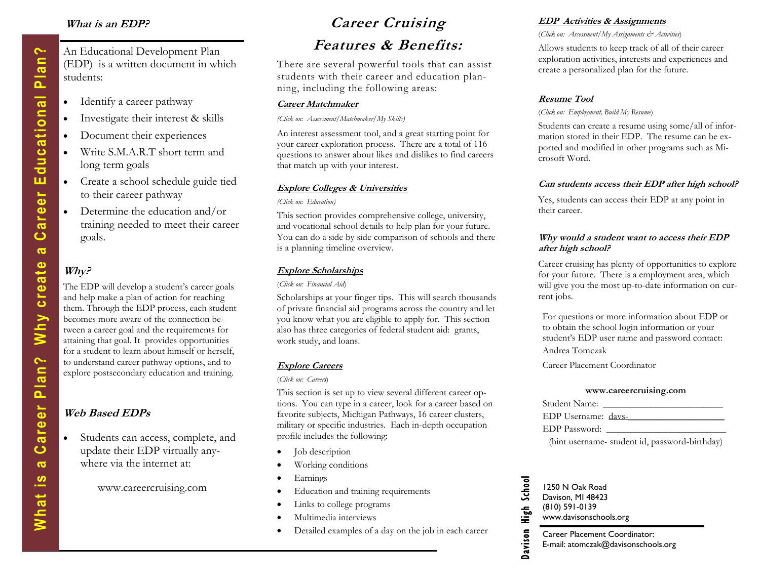# What is a Career Plan? Why create a Career Educational Plan?

### What is an EDP?

An Educational Development Plan (EDP) is a written document in which students:

- Identify a career pathway
- Investigate their interest & skills
- Document their experiences
- Write S.M.A.R.T short term and long term goals
- Create a school schedule guide tied to their career pathway
- Determine the education and/or training needed to meet their career goals.

### Why?

The EDP will develop a student's career goals and help make a plan of action for reaching them. Through the EDP process, each student becomes more aware of the connection between a career goal and the requirements for attaining that goal. It provides opportunities for a student to learn about himself or herself, to understand career pathway options, and to explore postsecondary education and training.

### Web Based EDPs

- Students can access, complete, and update their EDP virtually anywhere via the internet at:

www.careercruising.com

## Career Cruising Features & Benefits:

There are several powerful tools that can assist students with their career and education planning, including the following areas:

### Career Matchmaker

*(Click on: Assessment/Matchmaker/My Skills)*

An interest assessment tool, and a great starting point for your career exploration process. There are a total of 116 questions to answer about likes and dislikes to find careers that match up with your interest.

### Explore Colleges & Universities

*(Click on: Education)*

This section provides comprehensive college, university, and vocational school details to help plan for your future. You can do a side by side comparison of schools and there is a planning timeline overview.

### Explore Scholarships

(*Click on: Financial Aid*)

Scholarships at your finger tips. This will search thousands of private financial aid programs across the country and let you know what you are eligible to apply for. This section also has three categories of federal student aid: grants, work study, and loans.

### Explore Careers

(*Click on: Careers*)

This section is set up to view several different career options. You can type in a career, look for a career based on favorite subjects, Michigan Pathways, 16 career clusters, military or specific industries. Each in-depth occupation profile includes the following:

- Job description
- Working conditions
- Earnings
- Education and training requirements
- Links to college programs
- Multimedia interviews
- Detailed examples of a day on the job in each career

### EDP Activities & Assignments

(*Click on: Assessment/My Assignments & Activities*)

Allows students to keep track of all of their career exploration activities, interests and experiences and create a personalized plan for the future.

### Resume Tool

(*Click on: Employment, Build My Resume*)

Students can create a resume using some/all of information stored in their EDP. The resume can be exported and modified in other programs such as Microsoft Word.

### Can students access their EDP after high school?

Yes, students can access their EDP at any point in their career.

### Why would a student want to access their EDP after high school?

Career cruising has plenty of opportunities to explore for your future. There is a employment area, which will give you the most up-to-date information on current jobs.

For questions or more information about EDP or to obtain the school login information or your student's EDP user name and password contact:

Andrea Tomczak

Career Placement Coordinator

**www.careercruising.com**

Student Name: ______________________

EDP Username: davs-__________________

EDP Password: ______________________

(hint username- student id, password-birthday)

**Davison High School**

1250 N Oak Road
Davison, MI 48423
(810) 591-0139
www.davisonschools.org

Career Placement Coordinator:
E-mail: atomczak@davisonschools.org